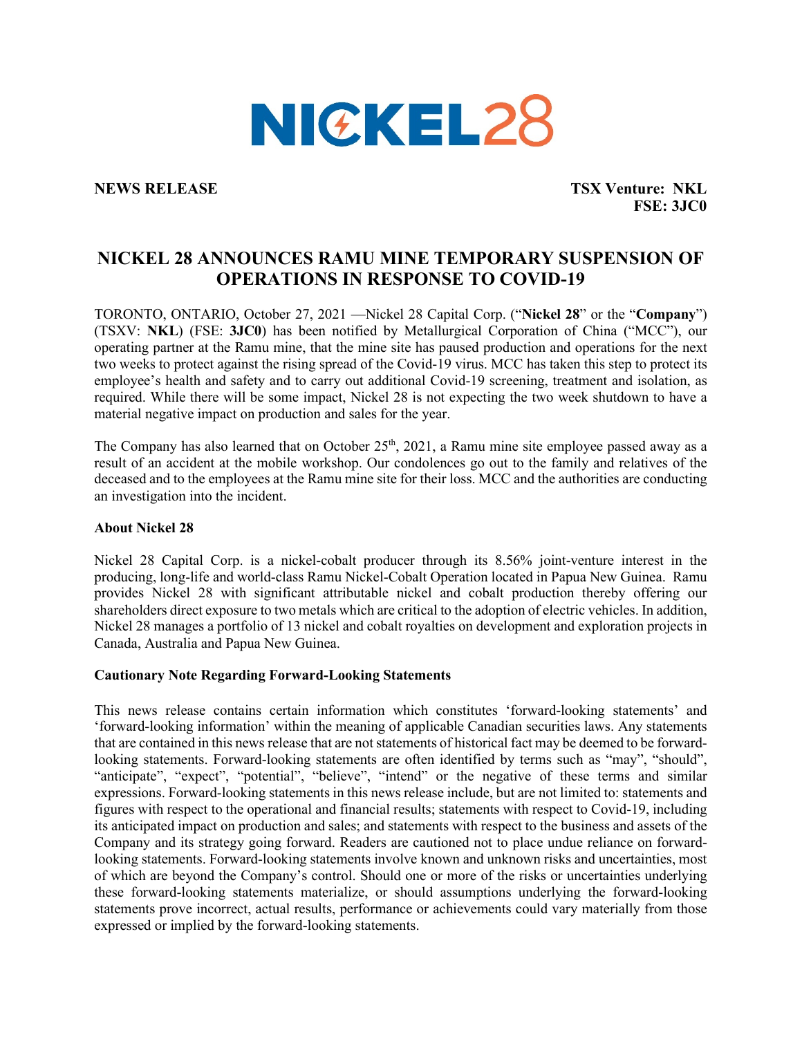NICKEL28

**NEWS RELEASE**

**TSX Venture: NKL**
**FSE: 3JC0**

# NICKEL 28 ANNOUNCES RAMU MINE TEMPORARY SUSPENSION OF OPERATIONS IN RESPONSE TO COVID-19

TORONTO, ONTARIO, October 27, 2021 —Nickel 28 Capital Corp. ("**Nickel 28**" or the "**Company**") (TSXV: **NKL**) (FSE: **3JC0**) has been notified by Metallurgical Corporation of China ("MCC"), our operating partner at the Ramu mine, that the mine site has paused production and operations for the next two weeks to protect against the rising spread of the Covid-19 virus. MCC has taken this step to protect its employee's health and safety and to carry out additional Covid-19 screening, treatment and isolation, as required. While there will be some impact, Nickel 28 is not expecting the two week shutdown to have a material negative impact on production and sales for the year.

The Company has also learned that on October 25th, 2021, a Ramu mine site employee passed away as a result of an accident at the mobile workshop. Our condolences go out to the family and relatives of the deceased and to the employees at the Ramu mine site for their loss. MCC and the authorities are conducting an investigation into the incident.

**About Nickel 28**

Nickel 28 Capital Corp. is a nickel-cobalt producer through its 8.56% joint-venture interest in the producing, long-life and world-class Ramu Nickel-Cobalt Operation located in Papua New Guinea. Ramu provides Nickel 28 with significant attributable nickel and cobalt production thereby offering our shareholders direct exposure to two metals which are critical to the adoption of electric vehicles. In addition, Nickel 28 manages a portfolio of 13 nickel and cobalt royalties on development and exploration projects in Canada, Australia and Papua New Guinea.

**Cautionary Note Regarding Forward-Looking Statements**

This news release contains certain information which constitutes 'forward-looking statements' and 'forward-looking information' within the meaning of applicable Canadian securities laws. Any statements that are contained in this news release that are not statements of historical fact may be deemed to be forward-looking statements. Forward-looking statements are often identified by terms such as "may", "should", "anticipate", "expect", "potential", "believe", "intend" or the negative of these terms and similar expressions. Forward-looking statements in this news release include, but are not limited to: statements and figures with respect to the operational and financial results; statements with respect to Covid-19, including its anticipated impact on production and sales; and statements with respect to the business and assets of the Company and its strategy going forward. Readers are cautioned not to place undue reliance on forward-looking statements. Forward-looking statements involve known and unknown risks and uncertainties, most of which are beyond the Company's control. Should one or more of the risks or uncertainties underlying these forward-looking statements materialize, or should assumptions underlying the forward-looking statements prove incorrect, actual results, performance or achievements could vary materially from those expressed or implied by the forward-looking statements.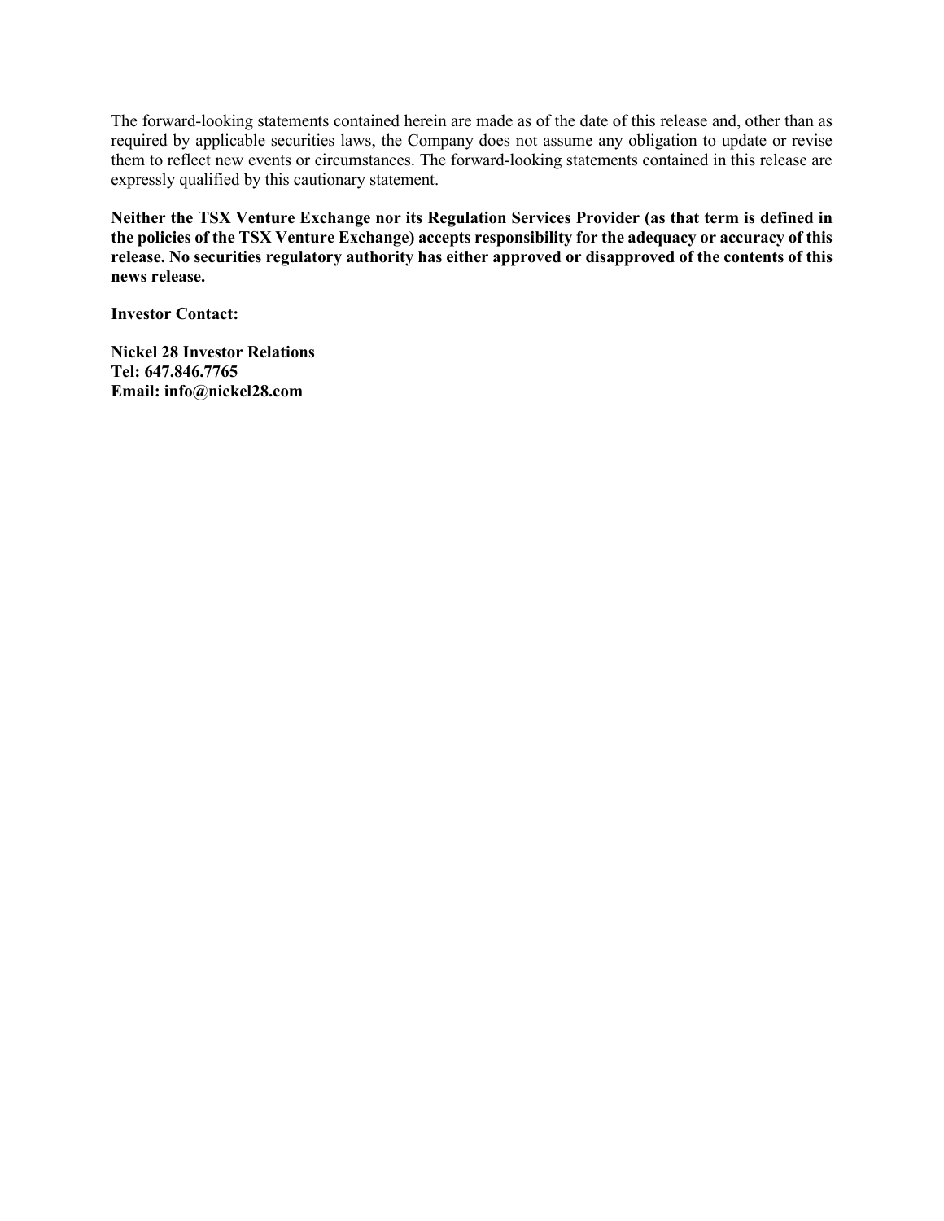The forward-looking statements contained herein are made as of the date of this release and, other than as required by applicable securities laws, the Company does not assume any obligation to update or revise them to reflect new events or circumstances. The forward-looking statements contained in this release are expressly qualified by this cautionary statement.

**Neither the TSX Venture Exchange nor its Regulation Services Provider (as that term is defined in the policies of the TSX Venture Exchange) accepts responsibility for the adequacy or accuracy of this release. No securities regulatory authority has either approved or disapproved of the contents of this news release.**

**Investor Contact:**

**Nickel 28 Investor Relations**
**Tel: 647.846.7765**
**Email: info@nickel28.com**